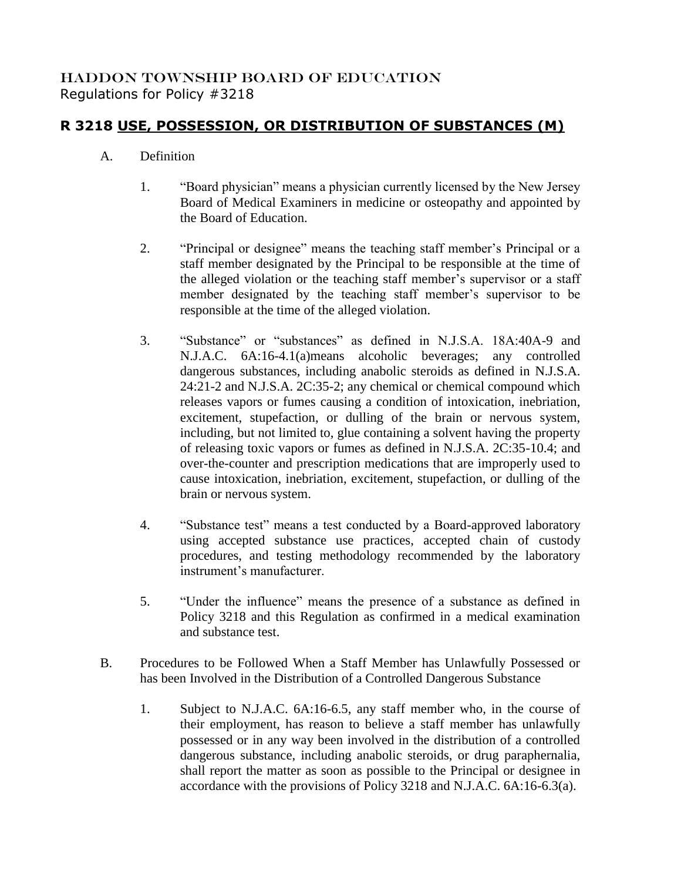HADDON TOWNSHIP BOARD OF EDUCATION
Regulations for Policy #3218

## R 3218 USE, POSSESSION, OR DISTRIBUTION OF SUBSTANCES (M)

A. Definition

1. "Board physician" means a physician currently licensed by the New Jersey Board of Medical Examiners in medicine or osteopathy and appointed by the Board of Education.

2. "Principal or designee" means the teaching staff member's Principal or a staff member designated by the Principal to be responsible at the time of the alleged violation or the teaching staff member's supervisor or a staff member designated by the teaching staff member's supervisor to be responsible at the time of the alleged violation.

3. "Substance" or "substances" as defined in N.J.S.A. 18A:40A-9 and N.J.A.C. 6A:16-4.1(a)means alcoholic beverages; any controlled dangerous substances, including anabolic steroids as defined in N.J.S.A. 24:21-2 and N.J.S.A. 2C:35-2; any chemical or chemical compound which releases vapors or fumes causing a condition of intoxication, inebriation, excitement, stupefaction, or dulling of the brain or nervous system, including, but not limited to, glue containing a solvent having the property of releasing toxic vapors or fumes as defined in N.J.S.A. 2C:35-10.4; and over-the-counter and prescription medications that are improperly used to cause intoxication, inebriation, excitement, stupefaction, or dulling of the brain or nervous system.

4. "Substance test" means a test conducted by a Board-approved laboratory using accepted substance use practices, accepted chain of custody procedures, and testing methodology recommended by the laboratory instrument's manufacturer.

5. "Under the influence" means the presence of a substance as defined in Policy 3218 and this Regulation as confirmed in a medical examination and substance test.

B. Procedures to be Followed When a Staff Member has Unlawfully Possessed or has been Involved in the Distribution of a Controlled Dangerous Substance

1. Subject to N.J.A.C. 6A:16-6.5, any staff member who, in the course of their employment, has reason to believe a staff member has unlawfully possessed or in any way been involved in the distribution of a controlled dangerous substance, including anabolic steroids, or drug paraphernalia, shall report the matter as soon as possible to the Principal or designee in accordance with the provisions of Policy 3218 and N.J.A.C. 6A:16-6.3(a).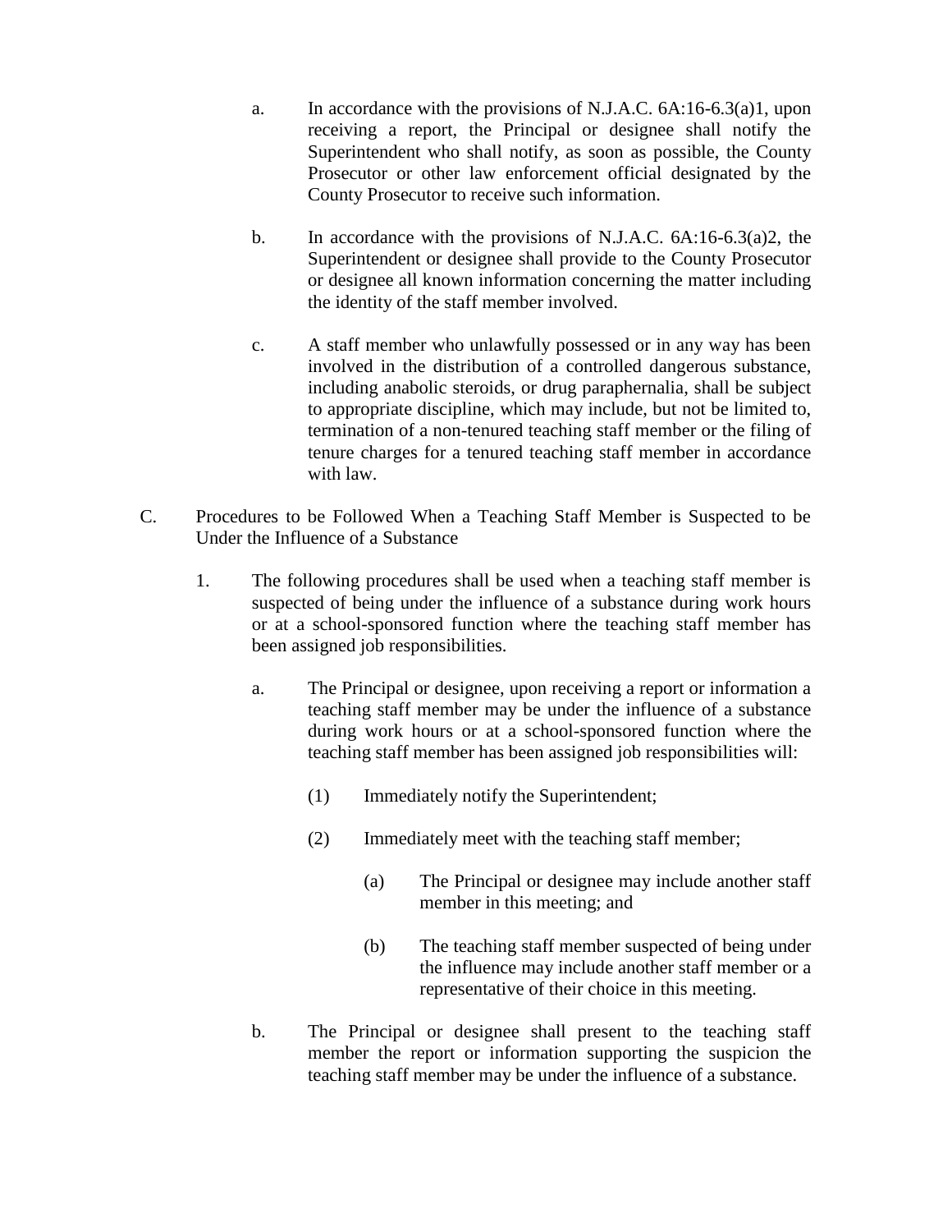a. In accordance with the provisions of N.J.A.C. 6A:16-6.3(a)1, upon receiving a report, the Principal or designee shall notify the Superintendent who shall notify, as soon as possible, the County Prosecutor or other law enforcement official designated by the County Prosecutor to receive such information.

b. In accordance with the provisions of N.J.A.C. 6A:16-6.3(a)2, the Superintendent or designee shall provide to the County Prosecutor or designee all known information concerning the matter including the identity of the staff member involved.

c. A staff member who unlawfully possessed or in any way has been involved in the distribution of a controlled dangerous substance, including anabolic steroids, or drug paraphernalia, shall be subject to appropriate discipline, which may include, but not be limited to, termination of a non-tenured teaching staff member or the filing of tenure charges for a tenured teaching staff member in accordance with law.

C. Procedures to be Followed When a Teaching Staff Member is Suspected to be Under the Influence of a Substance

1. The following procedures shall be used when a teaching staff member is suspected of being under the influence of a substance during work hours or at a school-sponsored function where the teaching staff member has been assigned job responsibilities.

   a. The Principal or designee, upon receiving a report or information a teaching staff member may be under the influence of a substance during work hours or at a school-sponsored function where the teaching staff member has been assigned job responsibilities will:

      (1) Immediately notify the Superintendent;

      (2) Immediately meet with the teaching staff member;

         (a) The Principal or designee may include another staff member in this meeting; and

         (b) The teaching staff member suspected of being under the influence may include another staff member or a representative of their choice in this meeting.

   b. The Principal or designee shall present to the teaching staff member the report or information supporting the suspicion the teaching staff member may be under the influence of a substance.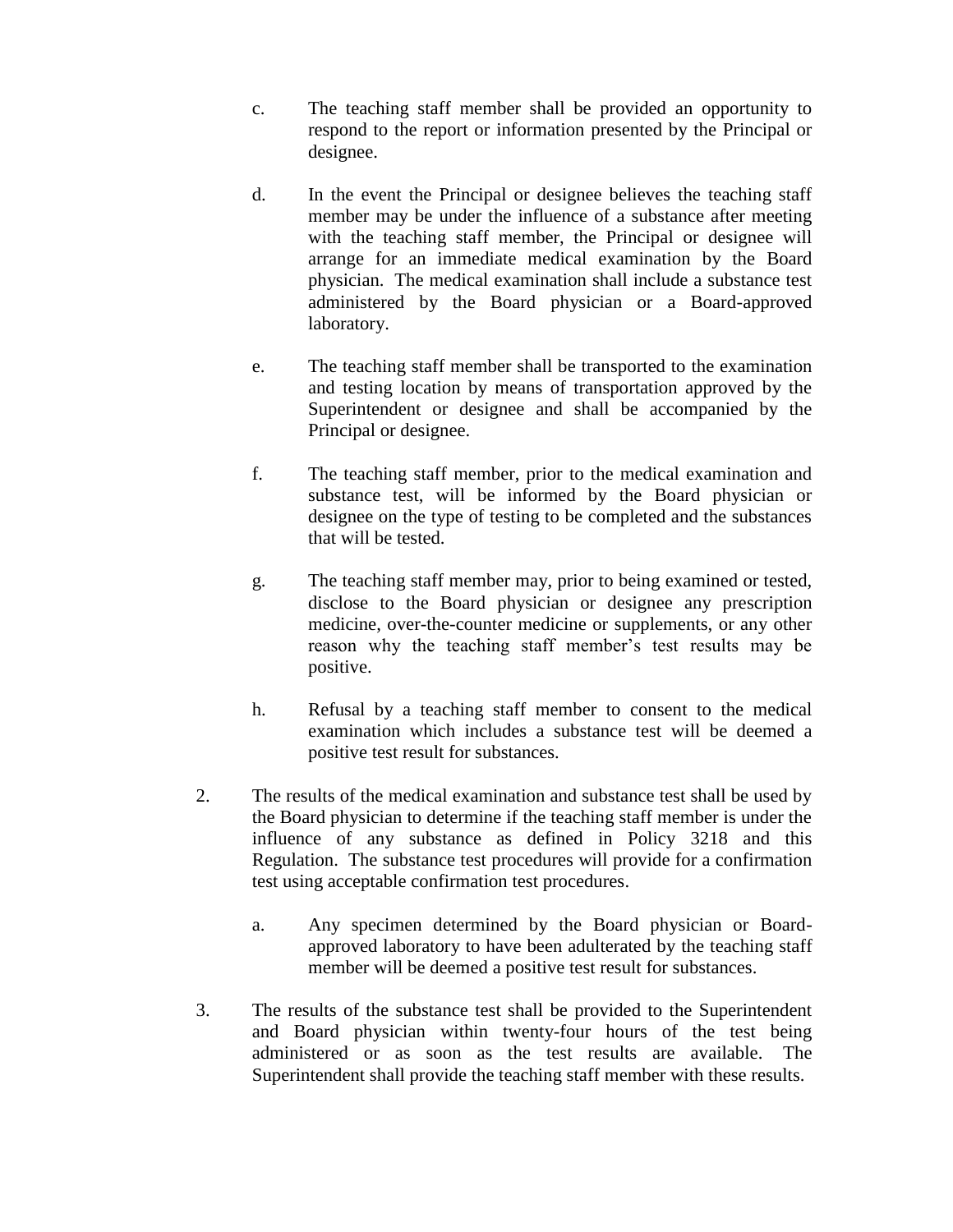c. The teaching staff member shall be provided an opportunity to respond to the report or information presented by the Principal or designee.

d. In the event the Principal or designee believes the teaching staff member may be under the influence of a substance after meeting with the teaching staff member, the Principal or designee will arrange for an immediate medical examination by the Board physician. The medical examination shall include a substance test administered by the Board physician or a Board-approved laboratory.

e. The teaching staff member shall be transported to the examination and testing location by means of transportation approved by the Superintendent or designee and shall be accompanied by the Principal or designee.

f. The teaching staff member, prior to the medical examination and substance test, will be informed by the Board physician or designee on the type of testing to be completed and the substances that will be tested.

g. The teaching staff member may, prior to being examined or tested, disclose to the Board physician or designee any prescription medicine, over-the-counter medicine or supplements, or any other reason why the teaching staff member's test results may be positive.

h. Refusal by a teaching staff member to consent to the medical examination which includes a substance test will be deemed a positive test result for substances.

2. The results of the medical examination and substance test shall be used by the Board physician to determine if the teaching staff member is under the influence of any substance as defined in Policy 3218 and this Regulation. The substance test procedures will provide for a confirmation test using acceptable confirmation test procedures.

   a. Any specimen determined by the Board physician or Board-approved laboratory to have been adulterated by the teaching staff member will be deemed a positive test result for substances.

3. The results of the substance test shall be provided to the Superintendent and Board physician within twenty-four hours of the test being administered or as soon as the test results are available. The Superintendent shall provide the teaching staff member with these results.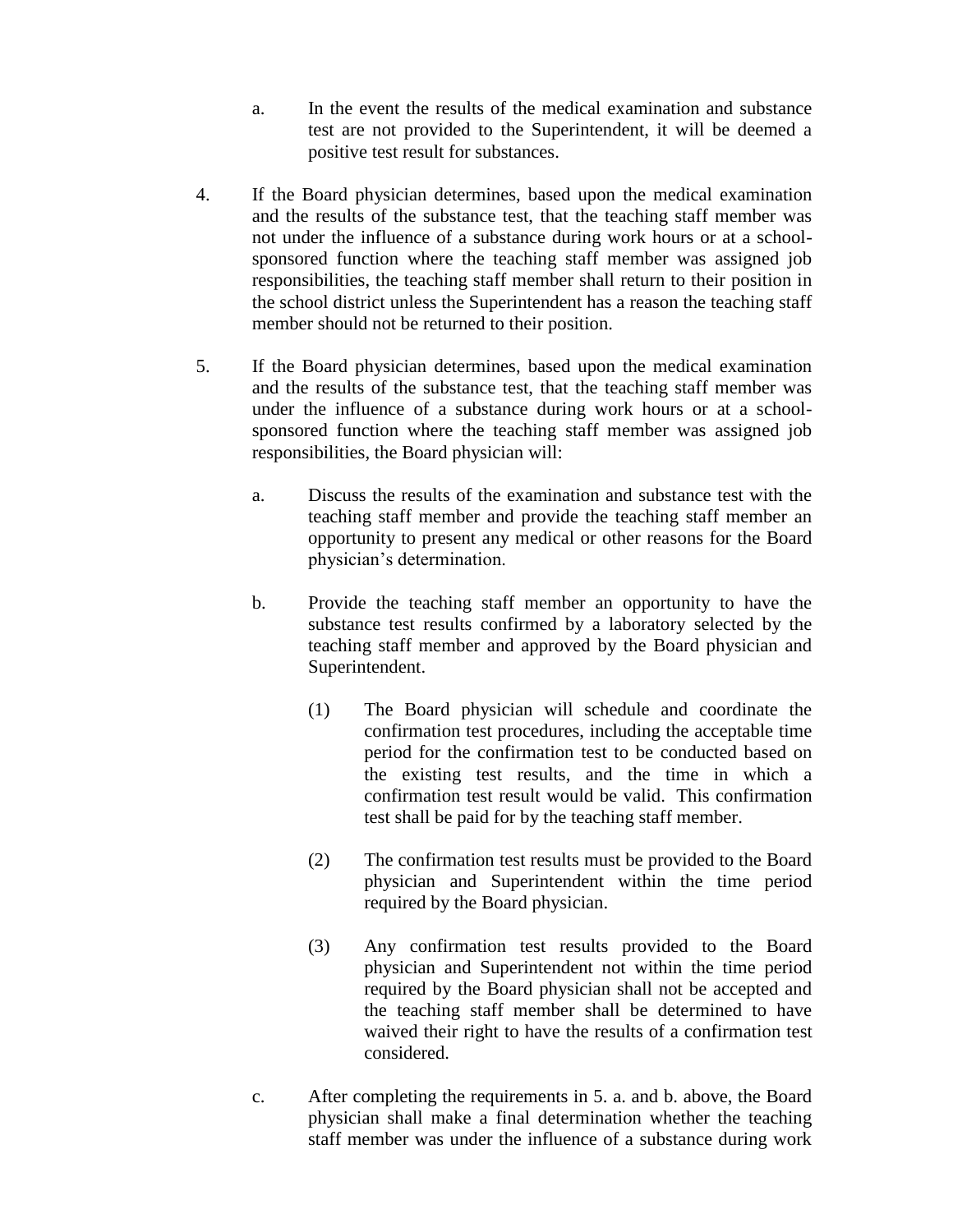a. In the event the results of the medical examination and substance test are not provided to the Superintendent, it will be deemed a positive test result for substances.

4. If the Board physician determines, based upon the medical examination and the results of the substance test, that the teaching staff member was not under the influence of a substance during work hours or at a school-sponsored function where the teaching staff member was assigned job responsibilities, the teaching staff member shall return to their position in the school district unless the Superintendent has a reason the teaching staff member should not be returned to their position.

5. If the Board physician determines, based upon the medical examination and the results of the substance test, that the teaching staff member was under the influence of a substance during work hours or at a school-sponsored function where the teaching staff member was assigned job responsibilities, the Board physician will:

   a. Discuss the results of the examination and substance test with the teaching staff member and provide the teaching staff member an opportunity to present any medical or other reasons for the Board physician's determination.

   b. Provide the teaching staff member an opportunity to have the substance test results confirmed by a laboratory selected by the teaching staff member and approved by the Board physician and Superintendent.

      (1) The Board physician will schedule and coordinate the confirmation test procedures, including the acceptable time period for the confirmation test to be conducted based on the existing test results, and the time in which a confirmation test result would be valid. This confirmation test shall be paid for by the teaching staff member.

      (2) The confirmation test results must be provided to the Board physician and Superintendent within the time period required by the Board physician.

      (3) Any confirmation test results provided to the Board physician and Superintendent not within the time period required by the Board physician shall not be accepted and the teaching staff member shall be determined to have waived their right to have the results of a confirmation test considered.

   c. After completing the requirements in 5. a. and b. above, the Board physician shall make a final determination whether the teaching staff member was under the influence of a substance during work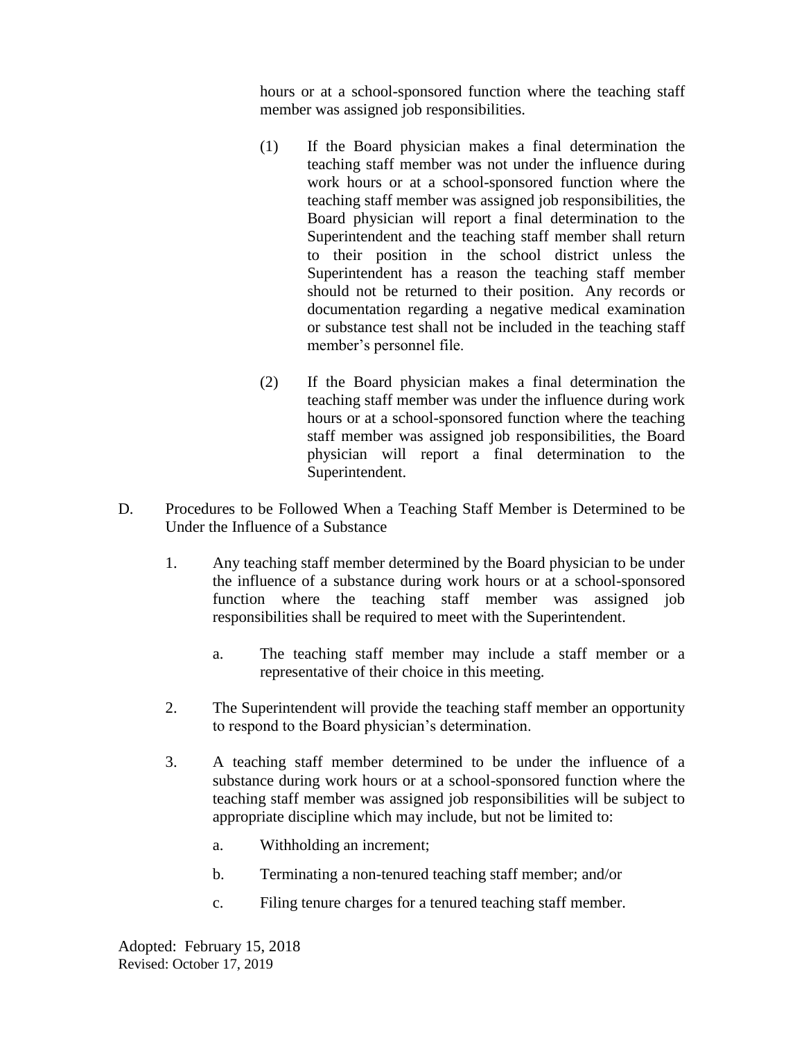hours or at a school-sponsored function where the teaching staff member was assigned job responsibilities.

(1) If the Board physician makes a final determination the teaching staff member was not under the influence during work hours or at a school-sponsored function where the teaching staff member was assigned job responsibilities, the Board physician will report a final determination to the Superintendent and the teaching staff member shall return to their position in the school district unless the Superintendent has a reason the teaching staff member should not be returned to their position. Any records or documentation regarding a negative medical examination or substance test shall not be included in the teaching staff member's personnel file.

(2) If the Board physician makes a final determination the teaching staff member was under the influence during work hours or at a school-sponsored function where the teaching staff member was assigned job responsibilities, the Board physician will report a final determination to the Superintendent.

D. Procedures to be Followed When a Teaching Staff Member is Determined to be Under the Influence of a Substance

1. Any teaching staff member determined by the Board physician to be under the influence of a substance during work hours or at a school-sponsored function where the teaching staff member was assigned job responsibilities shall be required to meet with the Superintendent.

   a. The teaching staff member may include a staff member or a representative of their choice in this meeting.

2. The Superintendent will provide the teaching staff member an opportunity to respond to the Board physician's determination.

3. A teaching staff member determined to be under the influence of a substance during work hours or at a school-sponsored function where the teaching staff member was assigned job responsibilities will be subject to appropriate discipline which may include, but not be limited to:

   a. Withholding an increment;

   b. Terminating a non-tenured teaching staff member; and/or

   c. Filing tenure charges for a tenured teaching staff member.

Adopted: February 15, 2018
Revised: October 17, 2019